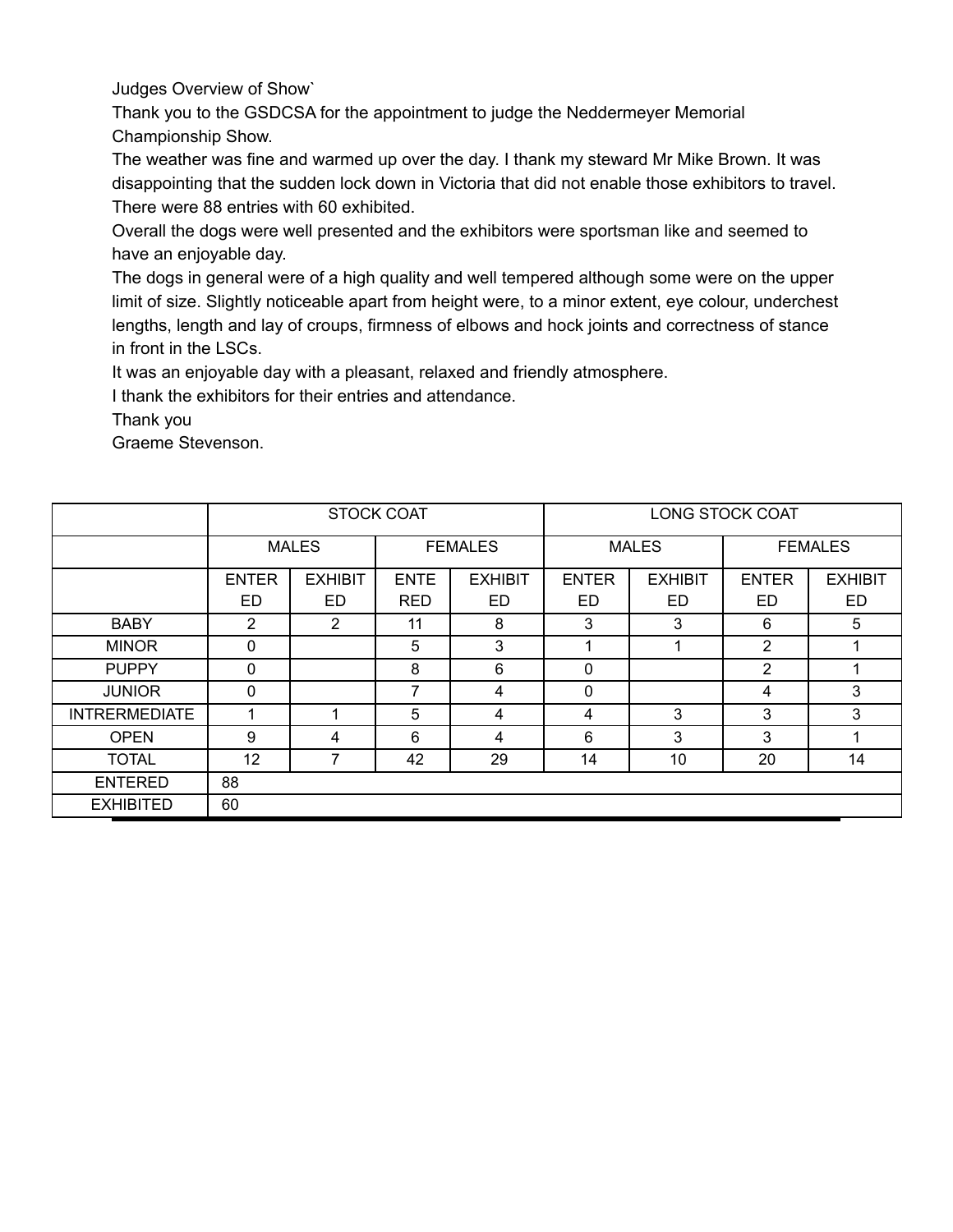Judges Overview of Show`

Thank you to the GSDCSA for the appointment to judge the Neddermeyer Memorial Championship Show.

The weather was fine and warmed up over the day. I thank my steward Mr Mike Brown. It was disappointing that the sudden lock down in Victoria that did not enable those exhibitors to travel. There were 88 entries with 60 exhibited.

Overall the dogs were well presented and the exhibitors were sportsman like and seemed to have an enjoyable day.

The dogs in general were of a high quality and well tempered although some were on the upper limit of size. Slightly noticeable apart from height were, to a minor extent, eye colour, underchest lengths, length and lay of croups, firmness of elbows and hock joints and correctness of stance in front in the LSCs.

It was an enjoyable day with a pleasant, relaxed and friendly atmosphere.

I thank the exhibitors for their entries and attendance.

Thank you

Graeme Stevenson.

| | STOCK COAT | | | | LONG STOCK COAT | | | |
|---|---|---|---|---|---|---|---|---|
| | MALES | | FEMALES | | MALES | | FEMALES | |
| | ENTERED | EXHIBITED | ENTERED | EXHIBITED | ENTERED | EXHIBITED | ENTERED | EXHIBITED |
| BABY | 2 | 2 | 11 | 8 | 3 | 3 | 6 | 5 |
| MINOR | 0 | | 5 | 3 | 1 | 1 | 2 | 1 |
| PUPPY | 0 | | 8 | 6 | 0 | | 2 | 1 |
| JUNIOR | 0 | | 7 | 4 | 0 | | 4 | 3 |
| INTRERMEDIATE | 1 | 1 | 5 | 4 | 4 | 3 | 3 | 3 |
| OPEN | 9 | 4 | 6 | 4 | 6 | 3 | 3 | 1 |
| TOTAL | 12 | 7 | 42 | 29 | 14 | 10 | 20 | 14 |
| ENTERED | 88 | | | | | | | |
| EXHIBITED | 60 | | | | | | | |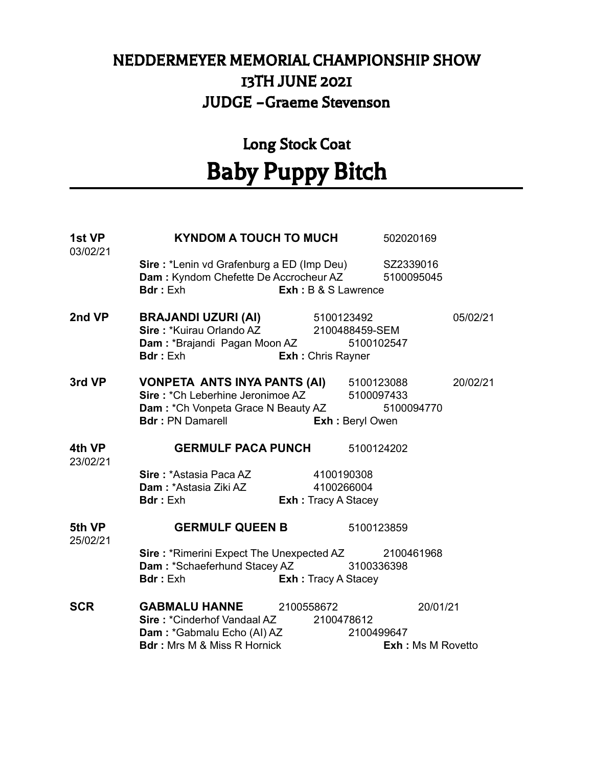# NEDDERMEYER MEMORIAL CHAMPIONSHIP SHOW
# 13TH JUNE 2021
# JUDGE –Graeme Stevenson

## Long Stock Coat
# Baby Puppy Bitch

**1st VP** 03/02/21 **KYNDOM A TOUCH TO MUCH** 502020169
**Sire :** *Lenin vd Grafenburg a ED (Imp Deu) SZ2339016
**Dam :** Kyndom Chefette De Accrocheur AZ 5100095045
**Bdr :** Exh **Exh :** B & S Lawrence

**2nd VP** **BRAJANDI UZURI (AI)** 5100123492 05/02/21
**Sire :** *Kuirau Orlando AZ 2100488459-SEM
**Dam :** *Brajandi Pagan Moon AZ 5100102547
**Bdr :** Exh **Exh :** Chris Rayner

**3rd VP** **VONPETA ANTS INYA PANTS (AI)** 5100123088 20/02/21
**Sire :** *Ch Leberhine Jeronimoe AZ 5100097433
**Dam :** *Ch Vonpeta Grace N Beauty AZ 5100094770
**Bdr :** PN Damarell **Exh :** Beryl Owen

**4th VP** 23/02/21 **GERMULF PACA PUNCH** 5100124202
**Sire :** *Astasia Paca AZ 4100190308
**Dam :** *Astasia Ziki AZ 4100266004
**Bdr :** Exh **Exh :** Tracy A Stacey

**5th VP** 25/02/21 **GERMULF QUEEN B** 5100123859
**Sire :** *Rimerini Expect The Unexpected AZ 2100461968
**Dam :** *Schaeferhund Stacey AZ 3100336398
**Bdr :** Exh **Exh :** Tracy A Stacey

**SCR** **GABMALU HANNE** 2100558672 20/01/21
**Sire :** *Cinderhof Vandaal AZ 2100478612
**Dam :** *Gabmalu Echo (AI) AZ 2100499647
**Bdr :** Mrs M & Miss R Hornick **Exh :** Ms M Rovetto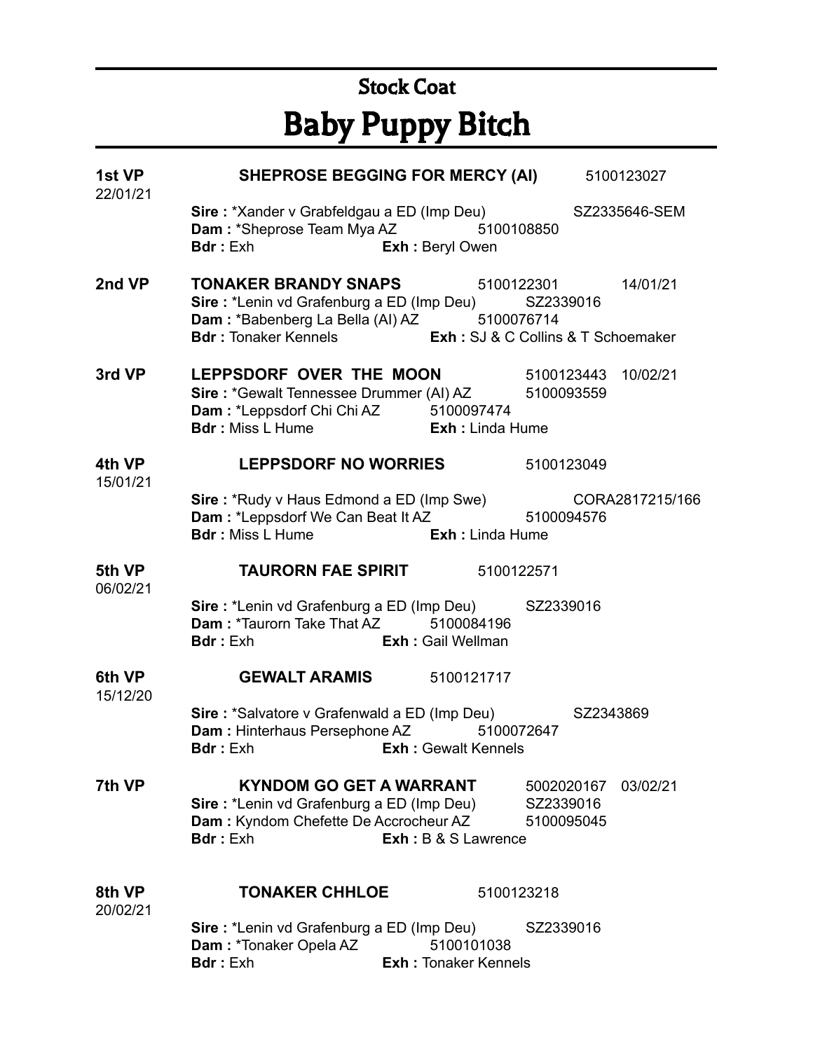## Stock Coat

# Baby Puppy Bitch

**1st VP** 22/01/21 **SHEPROSE BEGGING FOR MERCY (AI)** 5100123027

**Sire :** *Xander v Grabfeldgau a ED (Imp Deu) SZ2335646-SEM
**Dam :** *Sheprose Team Mya AZ 5100108850
**Bdr :** Exh **Exh :** Beryl Owen

**2nd VP** **TONAKER BRANDY SNAPS** 5100122301 14/01/21

**Sire :** *Lenin vd Grafenburg a ED (Imp Deu) SZ2339016
**Dam :** *Babenberg La Bella (AI) AZ 5100076714
**Bdr :** Tonaker Kennels **Exh :** SJ & C Collins & T Schoemaker

**3rd VP** **LEPPSDORF OVER THE MOON** 5100123443 10/02/21

**Sire :** *Gewalt Tennessee Drummer (AI) AZ 5100093559
**Dam :** *Leppsdorf Chi Chi AZ 5100097474
**Bdr :** Miss L Hume **Exh :** Linda Hume

**4th VP** 15/01/21 **LEPPSDORF NO WORRIES** 5100123049

**Sire :** *Rudy v Haus Edmond a ED (Imp Swe) CORA2817215/166
**Dam :** *Leppsdorf We Can Beat It AZ 5100094576
**Bdr :** Miss L Hume **Exh :** Linda Hume

**5th VP** 06/02/21 **TAURORN FAE SPIRIT** 5100122571

**Sire :** *Lenin vd Grafenburg a ED (Imp Deu) SZ2339016
**Dam :** *Taurorn Take That AZ 5100084196
**Bdr :** Exh **Exh :** Gail Wellman

**6th VP** 15/12/20 **GEWALT ARAMIS** 5100121717

**Sire :** *Salvatore v Grafenwald a ED (Imp Deu) SZ2343869
**Dam :** Hinterhaus Persephone AZ 5100072647
**Bdr :** Exh **Exh :** Gewalt Kennels

**7th VP** **KYNDOM GO GET A WARRANT** 5002020167 03/02/21

**Sire :** *Lenin vd Grafenburg a ED (Imp Deu) SZ2339016
**Dam :** Kyndom Chefette De Accrocheur AZ 5100095045
**Bdr :** Exh **Exh :** B & S Lawrence

**8th VP** 20/02/21 **TONAKER CHHLOE** 5100123218

**Sire :** *Lenin vd Grafenburg a ED (Imp Deu) SZ2339016
**Dam :** *Tonaker Opela AZ 5100101038
**Bdr :** Exh **Exh :** Tonaker Kennels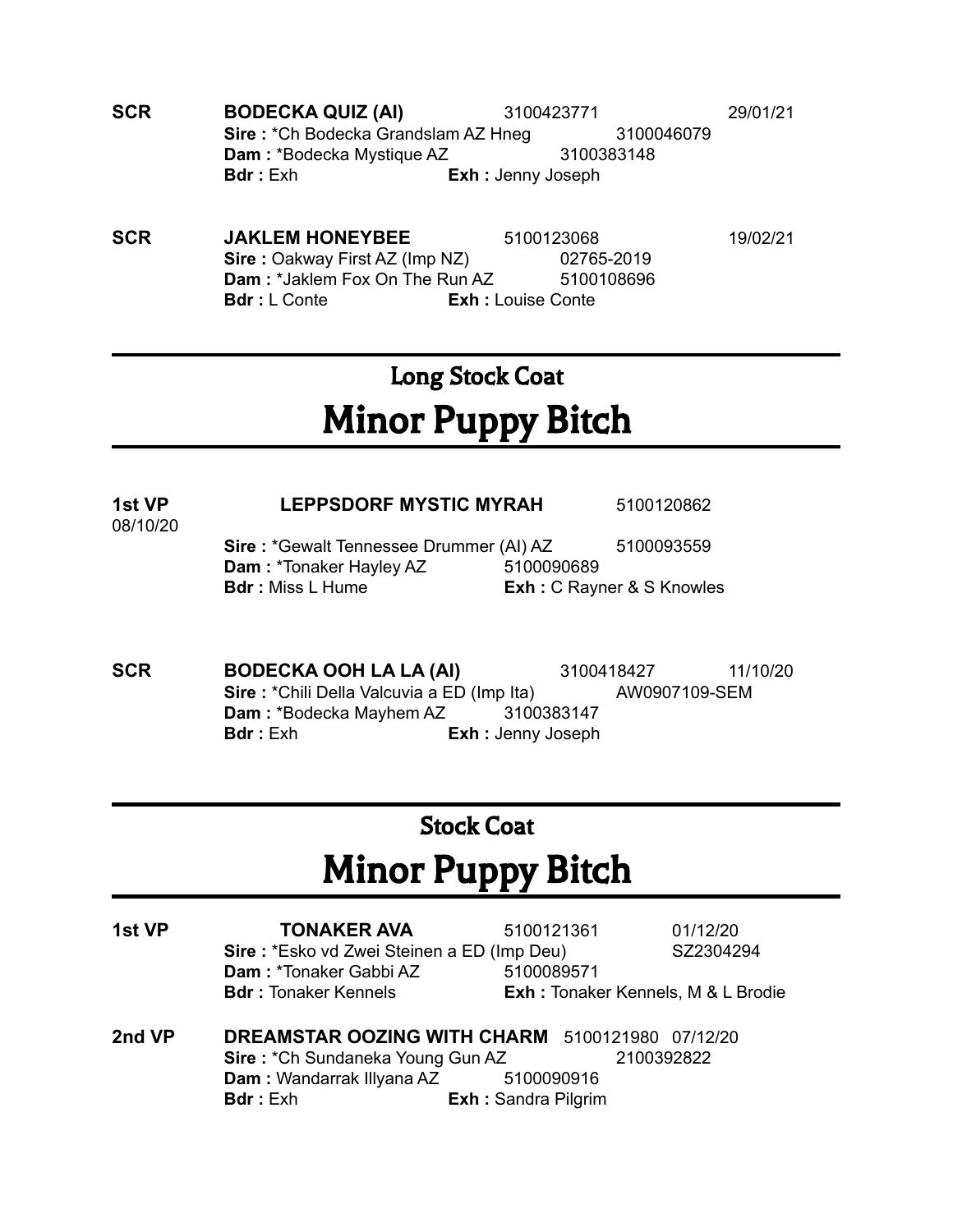**SCR** **BODECKA QUIZ (AI)** 3100423771 29/01/21
**Sire :** *Ch Bodecka Grandslam AZ Hneg 3100046079
**Dam :** *Bodecka Mystique AZ 3100383148
**Bdr :** Exh **Exh :** Jenny Joseph

**SCR** **JAKLEM HONEYBEE** 5100123068 19/02/21
**Sire :** Oakway First AZ (Imp NZ) 02765-2019
**Dam :** *Jaklem Fox On The Run AZ 5100108696
**Bdr :** L Conte **Exh :** Louise Conte

---

## Long Stock Coat

# Minor Puppy Bitch

---

**1st VP** **LEPPSDORF MYSTIC MYRAH** 5100120862
08/10/20
**Sire :** *Gewalt Tennessee Drummer (AI) AZ 5100093559
**Dam :** *Tonaker Hayley AZ 5100090689
**Bdr :** Miss L Hume **Exh :** C Rayner & S Knowles

**SCR** **BODECKA OOH LA LA (AI)** 3100418427 11/10/20
**Sire :** *Chili Della Valcuvia a ED (Imp Ita) AW0907109-SEM
**Dam :** *Bodecka Mayhem AZ 3100383147
**Bdr :** Exh **Exh :** Jenny Joseph

---

## Stock Coat

# Minor Puppy Bitch

---

**1st VP** **TONAKER AVA** 5100121361 01/12/20
**Sire :** *Esko vd Zwei Steinen a ED (Imp Deu) SZ2304294
**Dam :** *Tonaker Gabbi AZ 5100089571
**Bdr :** Tonaker Kennels **Exh :** Tonaker Kennels, M & L Brodie

**2nd VP** **DREAMSTAR OOZING WITH CHARM** 5100121980 07/12/20
**Sire :** *Ch Sundaneka Young Gun AZ 2100392822
**Dam :** Wandarrak Illyana AZ 5100090916
**Bdr :** Exh **Exh :** Sandra Pilgrim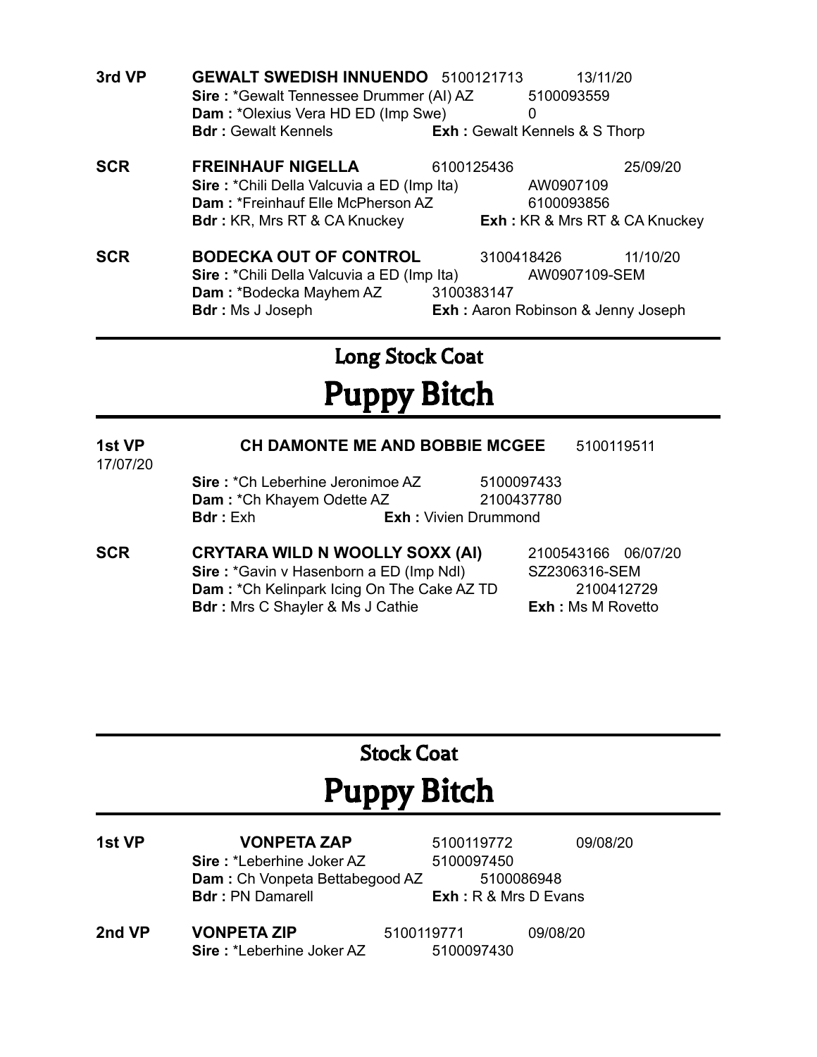**3rd VP** **GEWALT SWEDISH INNUENDO** 5100121713 13/11/20
**Sire :** *Gewalt Tennessee Drummer (AI) AZ 5100093559
**Dam :** *Olexius Vera HD ED (Imp Swe) 0
**Bdr :** Gewalt Kennels **Exh :** Gewalt Kennels & S Thorp

**SCR** **FREINHAUF NIGELLA** 6100125436 25/09/20
**Sire :** *Chili Della Valcuvia a ED (Imp Ita) AW0907109
**Dam :** *Freinhauf Elle McPherson AZ 6100093856
**Bdr :** KR, Mrs RT & CA Knuckey **Exh :** KR & Mrs RT & CA Knuckey

**SCR** **BODECKA OUT OF CONTROL** 3100418426 11/10/20
**Sire :** *Chili Della Valcuvia a ED (Imp Ita) AW0907109-SEM
**Dam :** *Bodecka Mayhem AZ 3100383147
**Bdr :** Ms J Joseph **Exh :** Aaron Robinson & Jenny Joseph

---

## Long Stock Coat

# Puppy Bitch

---

**1st VP** **CH DAMONTE ME AND BOBBIE MCGEE** 5100119511
17/07/20
**Sire :** *Ch Leberhine Jeronimoe AZ 5100097433
**Dam :** *Ch Khayem Odette AZ 2100437780
**Bdr :** Exh **Exh :** Vivien Drummond

**SCR** **CRYTARA WILD N WOOLLY SOXX (AI)** 2100543166 06/07/20
**Sire :** *Gavin v Hasenborn a ED (Imp Ndl) SZ2306316-SEM
**Dam :** *Ch Kelinpark Icing On The Cake AZ TD 2100412729
**Bdr :** Mrs C Shayler & Ms J Cathie **Exh :** Ms M Rovetto

---

## Stock Coat

# Puppy Bitch

---

**1st VP** **VONPETA ZAP** 5100119772 09/08/20
**Sire :** *Leberhine Joker AZ 5100097450
**Dam :** Ch Vonpeta Bettabegood AZ 5100086948
**Bdr :** PN Damarell **Exh :** R & Mrs D Evans

**2nd VP** **VONPETA ZIP** 5100119771 09/08/20
**Sire :** *Leberhine Joker AZ 5100097430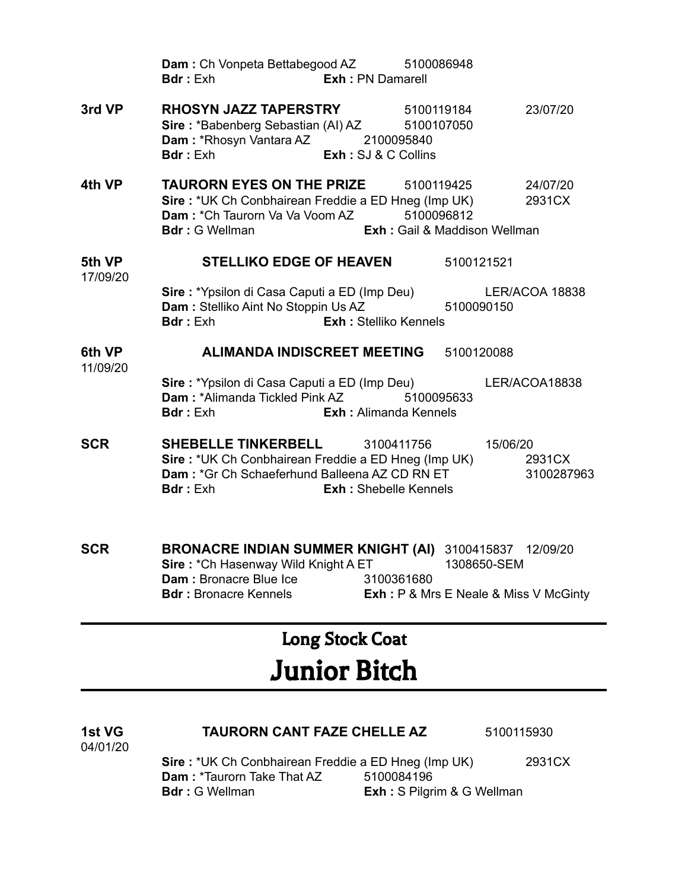**Dam :** Ch Vonpeta Bettabegood AZ 5100086948
**Bdr :** Exh **Exh :** PN Damarell

**3rd VP** **RHOSYN JAZZ TAPERSTRY** 5100119184 23/07/20
**Sire :** *Babenberg Sebastian (AI) AZ 5100107050
**Dam :** *Rhosyn Vantara AZ 2100095840
**Bdr :** Exh **Exh :** SJ & C Collins

**4th VP** **TAURORN EYES ON THE PRIZE** 5100119425 24/07/20
**Sire :** *UK Ch Conbhairean Freddie a ED Hneg (Imp UK) 2931CX
**Dam :** *Ch Taurorn Va Va Voom AZ 5100096812
**Bdr :** G Wellman **Exh :** Gail & Maddison Wellman

**5th VP** **STELLIKO EDGE OF HEAVEN** 5100121521
17/09/20
**Sire :** *Ypsilon di Casa Caputi a ED (Imp Deu) LER/ACOA 18838
**Dam :** Stelliko Aint No Stoppin Us AZ 5100090150
**Bdr :** Exh **Exh :** Stelliko Kennels

**6th VP** **ALIMANDA INDISCREET MEETING** 5100120088
11/09/20
**Sire :** *Ypsilon di Casa Caputi a ED (Imp Deu) LER/ACOA18838
**Dam :** *Alimanda Tickled Pink AZ 5100095633
**Bdr :** Exh **Exh :** Alimanda Kennels

**SCR** **SHEBELLE TINKERBELL** 3100411756 15/06/20
**Sire :** *UK Ch Conbhairean Freddie a ED Hneg (Imp UK) 2931CX
**Dam :** *Gr Ch Schaeferhund Balleena AZ CD RN ET 3100287963
**Bdr :** Exh **Exh :** Shebelle Kennels

**SCR** **BRONACRE INDIAN SUMMER KNIGHT (AI)** 3100415837 12/09/20
**Sire :** *Ch Hasenway Wild Knight A ET 1308650-SEM
**Dam :** Bronacre Blue Ice 3100361680
**Bdr :** Bronacre Kennels **Exh :** P & Mrs E Neale & Miss V McGinty

## Long Stock Coat

# Junior Bitch

**1st VG** **TAURORN CANT FAZE CHELLE AZ** 5100115930
04/01/20
**Sire :** *UK Ch Conbhairean Freddie a ED Hneg (Imp UK) 2931CX
**Dam :** *Taurorn Take That AZ 5100084196
**Bdr :** G Wellman **Exh :** S Pilgrim & G Wellman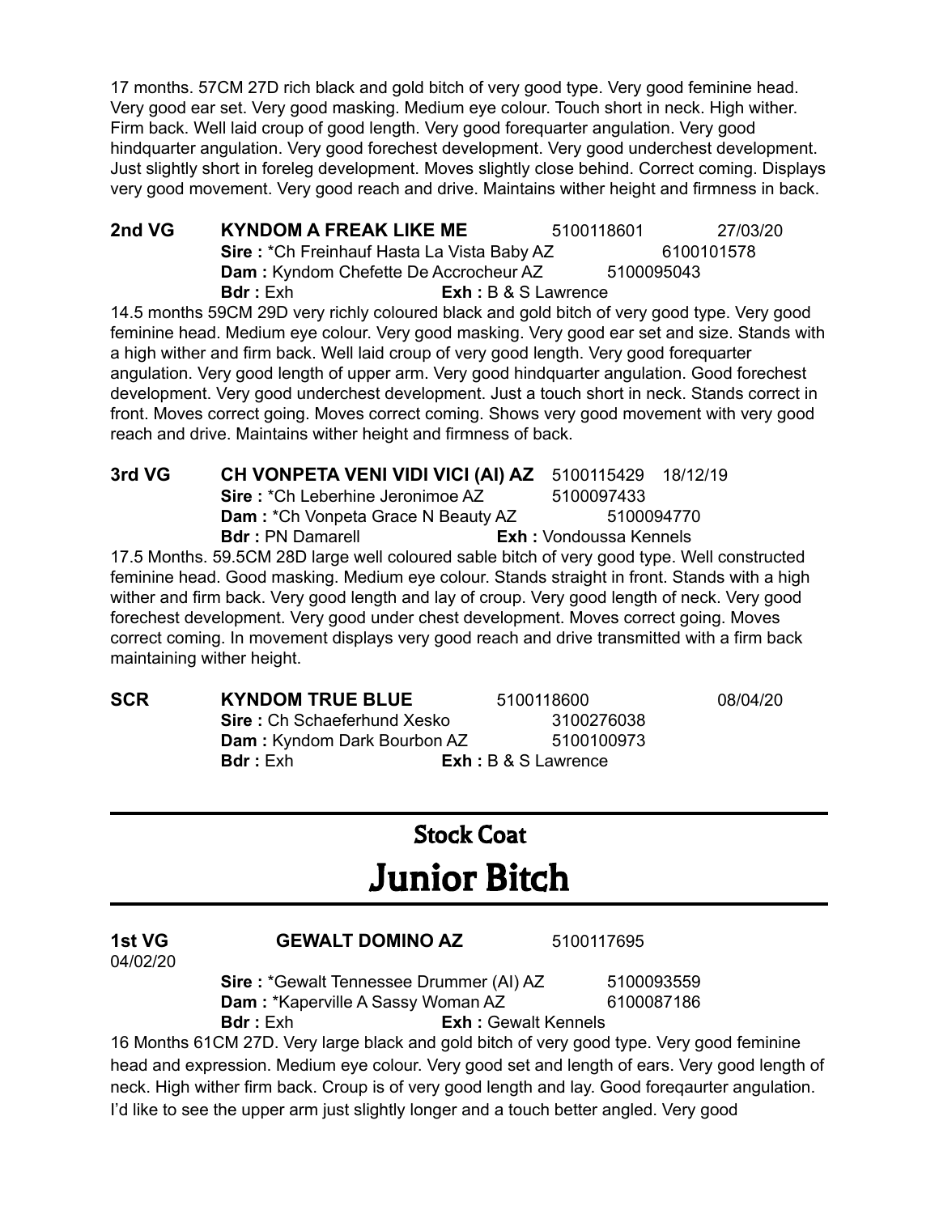17 months. 57CM 27D rich black and gold bitch of very good type. Very good feminine head. Very good ear set. Very good masking. Medium eye colour. Touch short in neck. High wither. Firm back. Well laid croup of good length. Very good forequarter angulation. Very good hindquarter angulation. Very good forechest development. Very good underchest development. Just slightly short in foreleg development. Moves slightly close behind. Correct coming. Displays very good movement. Very good reach and drive. Maintains wither height and firmness in back.

**2nd VG** **KYNDOM A FREAK LIKE ME** 5100118601 27/03/20
**Sire :** *Ch Freinhauf Hasta La Vista Baby AZ 6100101578
**Dam :** Kyndom Chefette De Accrocheur AZ 5100095043
**Bdr :** Exh **Exh :** B & S Lawrence

14.5 months 59CM 29D very richly coloured black and gold bitch of very good type. Very good feminine head. Medium eye colour. Very good masking. Very good ear set and size. Stands with a high wither and firm back. Well laid croup of very good length. Very good forequarter angulation. Very good length of upper arm. Very good hindquarter angulation. Good forechest development. Very good underchest development. Just a touch short in neck. Stands correct in front. Moves correct going. Moves correct coming. Shows very good movement with very good reach and drive. Maintains wither height and firmness of back.

**3rd VG** **CH VONPETA VENI VIDI VICI (AI) AZ** 5100115429 18/12/19
**Sire :** *Ch Leberhine Jeronimoe AZ 5100097433
**Dam :** *Ch Vonpeta Grace N Beauty AZ 5100094770
**Bdr :** PN Damarell **Exh :** Vondoussa Kennels

17.5 Months. 59.5CM 28D large well coloured sable bitch of very good type. Well constructed feminine head. Good masking. Medium eye colour. Stands straight in front. Stands with a high wither and firm back. Very good length and lay of croup. Very good length of neck. Very good forechest development. Very good under chest development. Moves correct going. Moves correct coming. In movement displays very good reach and drive transmitted with a firm back maintaining wither height.

**SCR** **KYNDOM TRUE BLUE** 5100118600 08/04/20
**Sire :** Ch Schaeferhund Xesko 3100276038
**Dam :** Kyndom Dark Bourbon AZ 5100100973
**Bdr :** Exh **Exh :** B & S Lawrence

---

## Stock Coat

# Junior Bitch

---

**1st VG** **GEWALT DOMINO AZ** 5100117695
04/02/20
**Sire :** *Gewalt Tennessee Drummer (AI) AZ 5100093559
**Dam :** *Kaperville A Sassy Woman AZ 6100087186
**Bdr :** Exh **Exh :** Gewalt Kennels

16 Months 61CM 27D. Very large black and gold bitch of very good type. Very good feminine head and expression. Medium eye colour. Very good set and length of ears. Very good length of neck. High wither firm back. Croup is of very good length and lay. Good foreqaurter angulation. I'd like to see the upper arm just slightly longer and a touch better angled. Very good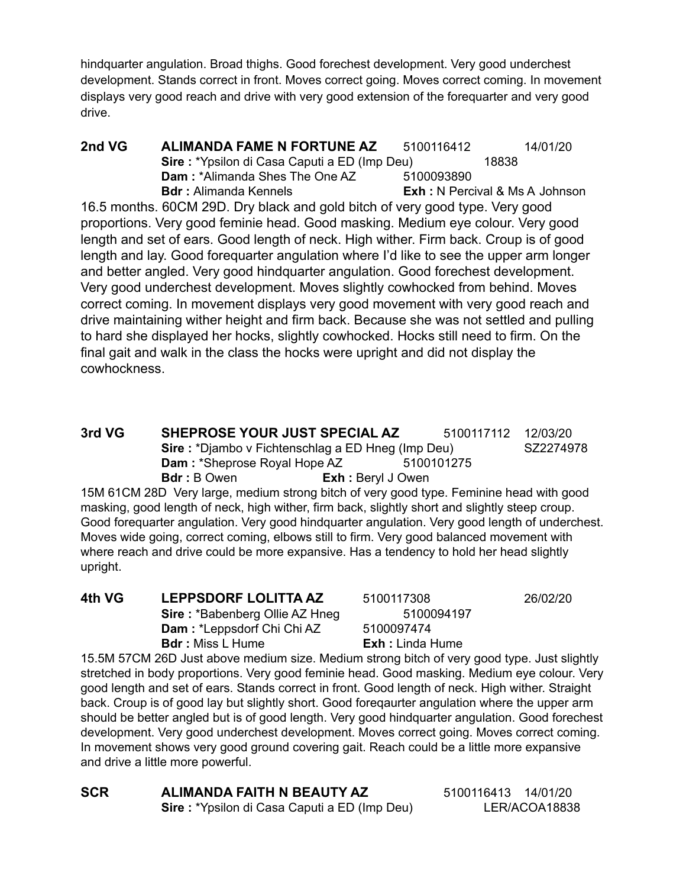hindquarter angulation. Broad thighs. Good forechest development. Very good underchest development. Stands correct in front. Moves correct going. Moves correct coming. In movement displays very good reach and drive with very good extension of the forequarter and very good drive.

**2nd VG** **ALIMANDA FAME N FORTUNE AZ** 5100116412 14/01/20
**Sire :** *Ypsilon di Casa Caputi a ED (Imp Deu) 18838
**Dam :** *Alimanda Shes The One AZ 5100093890
**Bdr :** Alimanda Kennels **Exh :** N Percival & Ms A Johnson

16.5 months. 60CM 29D. Dry black and gold bitch of very good type. Very good proportions. Very good feminie head. Good masking. Medium eye colour. Very good length and set of ears. Good length of neck. High wither. Firm back. Croup is of good length and lay. Good forequarter angulation where I'd like to see the upper arm longer and better angled. Very good hindquarter angulation. Good forechest development. Very good underchest development. Moves slightly cowhocked from behind. Moves correct coming. In movement displays very good movement with very good reach and drive maintaining wither height and firm back. Because she was not settled and pulling to hard she displayed her hocks, slightly cowhocked. Hocks still need to firm. On the final gait and walk in the class the hocks were upright and did not display the cowhockness.

**3rd VG** **SHEPROSE YOUR JUST SPECIAL AZ** 5100117112 12/03/20
**Sire :** *Djambo v Fichtenschlag a ED Hneg (Imp Deu) SZ2274978
**Dam :** *Sheprose Royal Hope AZ 5100101275
**Bdr :** B Owen **Exh :** Beryl J Owen

15M 61CM 28D Very large, medium strong bitch of very good type. Feminine head with good masking, good length of neck, high wither, firm back, slightly short and slightly steep croup. Good forequarter angulation. Very good hindquarter angulation. Very good length of underchest. Moves wide going, correct coming, elbows still to firm. Very good balanced movement with where reach and drive could be more expansive. Has a tendency to hold her head slightly upright.

**4th VG** **LEPPSDORF LOLITTA AZ** 5100117308 26/02/20
**Sire :** *Babenberg Ollie AZ Hneg 5100094197
**Dam :** *Leppsdorf Chi Chi AZ 5100097474
**Bdr :** Miss L Hume **Exh :** Linda Hume

15.5M 57CM 26D Just above medium size. Medium strong bitch of very good type. Just slightly stretched in body proportions. Very good feminie head. Good masking. Medium eye colour. Very good length and set of ears. Stands correct in front. Good length of neck. High wither. Straight back. Croup is of good lay but slightly short. Good foreqaurter angulation where the upper arm should be better angled but is of good length. Very good hindquarter angulation. Good forechest development. Very good underchest development. Moves correct going. Moves correct coming. In movement shows very good ground covering gait. Reach could be a little more expansive and drive a little more powerful.

**SCR** **ALIMANDA FAITH N BEAUTY AZ** 5100116413 14/01/20
**Sire :** *Ypsilon di Casa Caputi a ED (Imp Deu) LER/ACOA18838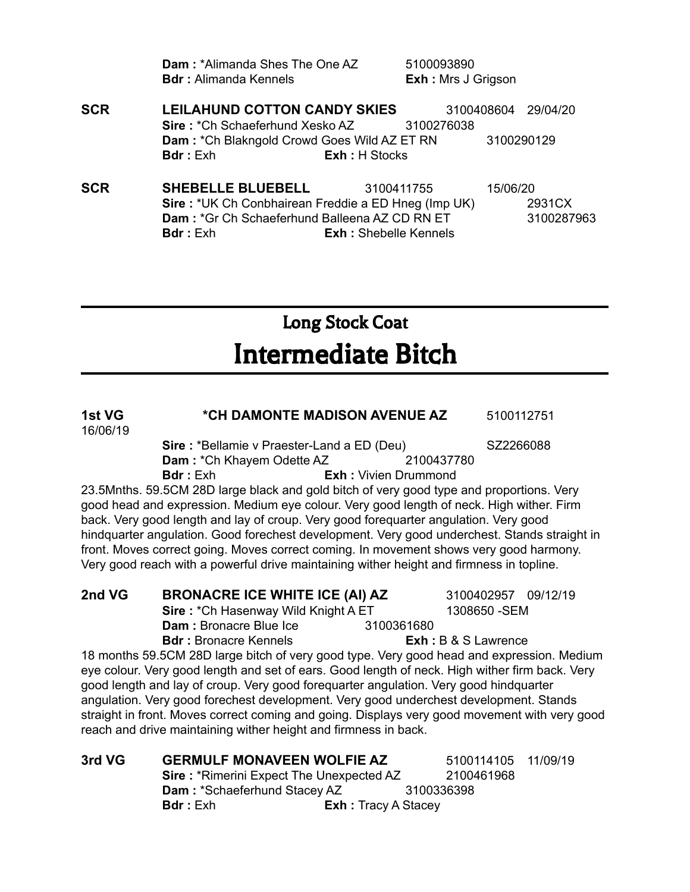**Dam :** *Alimanda Shes The One AZ 5100093890
**Bdr :** Alimanda Kennels **Exh :** Mrs J Grigson

**SCR** **LEILAHUND COTTON CANDY SKIES** 3100408604 29/04/20
**Sire :** *Ch Schaeferhund Xesko AZ 3100276038
**Dam :** *Ch Blakngold Crowd Goes Wild AZ ET RN 3100290129
**Bdr :** Exh **Exh :** H Stocks

**SCR** **SHEBELLE BLUEBELL** 3100411755 15/06/20
**Sire :** *UK Ch Conbhairean Freddie a ED Hneg (Imp UK) 2931CX
**Dam :** *Gr Ch Schaeferhund Balleena AZ CD RN ET 3100287963
**Bdr :** Exh **Exh :** Shebelle Kennels

## Long Stock Coat

# Intermediate Bitch

**1st VG** **\*CH DAMONTE MADISON AVENUE AZ** 5100112751
16/06/19
**Sire :** *Bellamie v Praester-Land a ED (Deu) SZ2266088
**Dam :** *Ch Khayem Odette AZ 2100437780
**Bdr :** Exh **Exh :** Vivien Drummond

23.5Mnths. 59.5CM 28D large black and gold bitch of very good type and proportions. Very good head and expression. Medium eye colour. Very good length of neck. High wither. Firm back. Very good length and lay of croup. Very good forequarter angulation. Very good hindquarter angulation. Good forechest development. Very good underchest. Stands straight in front. Moves correct going. Moves correct coming. In movement shows very good harmony. Very good reach with a powerful drive maintaining wither height and firmness in topline.

**2nd VG** **BRONACRE ICE WHITE ICE (AI) AZ** 3100402957 09/12/19
**Sire :** *Ch Hasenway Wild Knight A ET 1308650 -SEM
**Dam :** Bronacre Blue Ice 3100361680
**Bdr :** Bronacre Kennels **Exh :** B & S Lawrence

18 months 59.5CM 28D large bitch of very good type. Very good head and expression. Medium eye colour. Very good length and set of ears. Good length of neck. High wither firm back. Very good length and lay of croup. Very good forequarter angulation. Very good hindquarter angulation. Very good forechest development. Very good underchest development. Stands straight in front. Moves correct coming and going. Displays very good movement with very good reach and drive maintaining wither height and firmness in back.

**3rd VG** **GERMULF MONAVEEN WOLFIE AZ** 5100114105 11/09/19
**Sire :** *Rimerini Expect The Unexpected AZ 2100461968
**Dam :** *Schaeferhund Stacey AZ 3100336398
**Bdr :** Exh **Exh :** Tracy A Stacey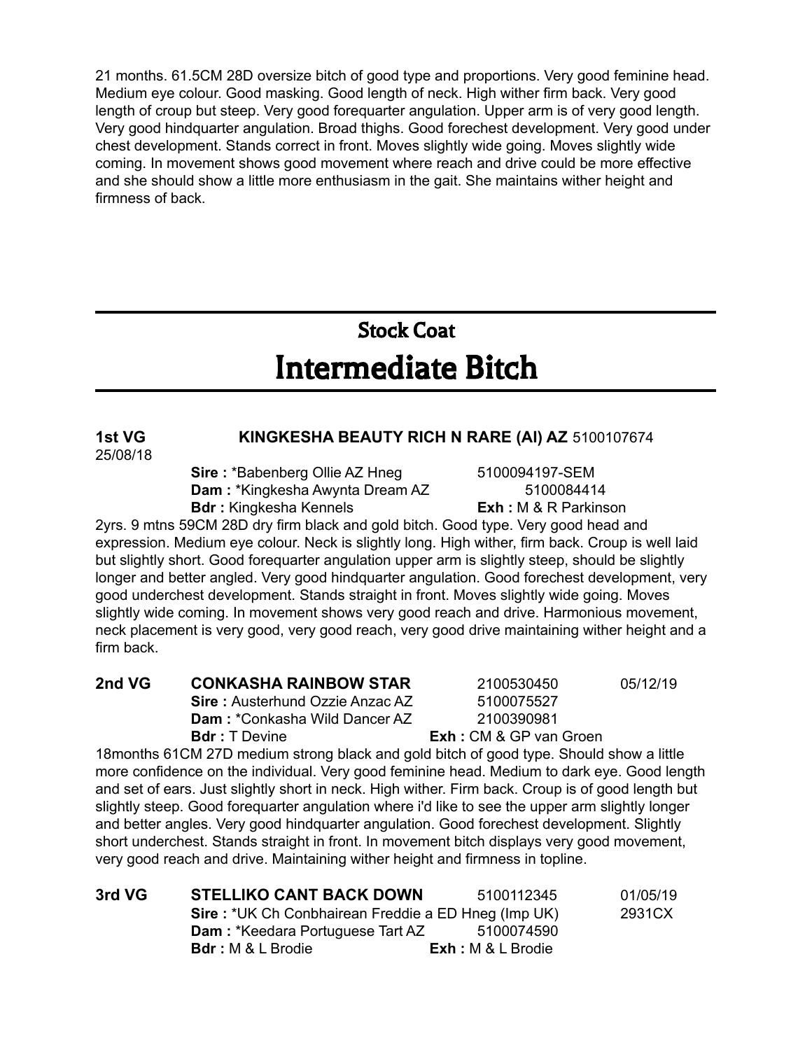21 months. 61.5CM 28D oversize bitch of good type and proportions. Very good feminine head. Medium eye colour. Good masking. Good length of neck. High wither firm back. Very good length of croup but steep. Very good forequarter angulation. Upper arm is of very good length. Very good hindquarter angulation. Broad thighs. Good forechest development. Very good under chest development. Stands correct in front. Moves slightly wide going. Moves slightly wide coming. In movement shows good movement where reach and drive could be more effective and she should show a little more enthusiasm in the gait. She maintains wither height and firmness of back.

## Stock Coat

# Intermediate Bitch

**1st VG** **KINGKESHA BEAUTY RICH N RARE (AI) AZ** 5100107674 25/08/18

**Sire :** *Babenberg Ollie AZ Hneg 5100094197-SEM
**Dam :** *Kingkesha Awynta Dream AZ 5100084414
**Bdr :** Kingkesha Kennels **Exh :** M & R Parkinson

2yrs. 9 mtns 59CM 28D dry firm black and gold bitch. Good type. Very good head and expression. Medium eye colour. Neck is slightly long. High wither, firm back. Croup is well laid but slightly short. Good forequarter angulation upper arm is slightly steep, should be slightly longer and better angled. Very good hindquarter angulation. Good forechest development, very good underchest development. Stands straight in front. Moves slightly wide going. Moves slightly wide coming. In movement shows very good reach and drive. Harmonious movement, neck placement is very good, very good reach, very good drive maintaining wither height and a firm back.

**2nd VG** **CONKASHA RAINBOW STAR** 2100530450 05/12/19

**Sire :** Austerhund Ozzie Anzac AZ 5100075527
**Dam :** *Conkasha Wild Dancer AZ 2100390981
**Bdr :** T Devine **Exh :** CM & GP van Groen

18months 61CM 27D medium strong black and gold bitch of good type. Should show a little more confidence on the individual. Very good feminine head. Medium to dark eye. Good length and set of ears. Just slightly short in neck. High wither. Firm back. Croup is of good length but slightly steep. Good forequarter angulation where i'd like to see the upper arm slightly longer and better angles. Very good hindquarter angulation. Good forechest development. Slightly short underchest. Stands straight in front. In movement bitch displays very good movement, very good reach and drive. Maintaining wither height and firmness in topline.

**3rd VG** **STELLIKO CANT BACK DOWN** 5100112345 01/05/19

**Sire :** *UK Ch Conbhairean Freddie a ED Hneg (Imp UK) 2931CX
**Dam :** *Keedara Portuguese Tart AZ 5100074590
**Bdr :** M & L Brodie **Exh :** M & L Brodie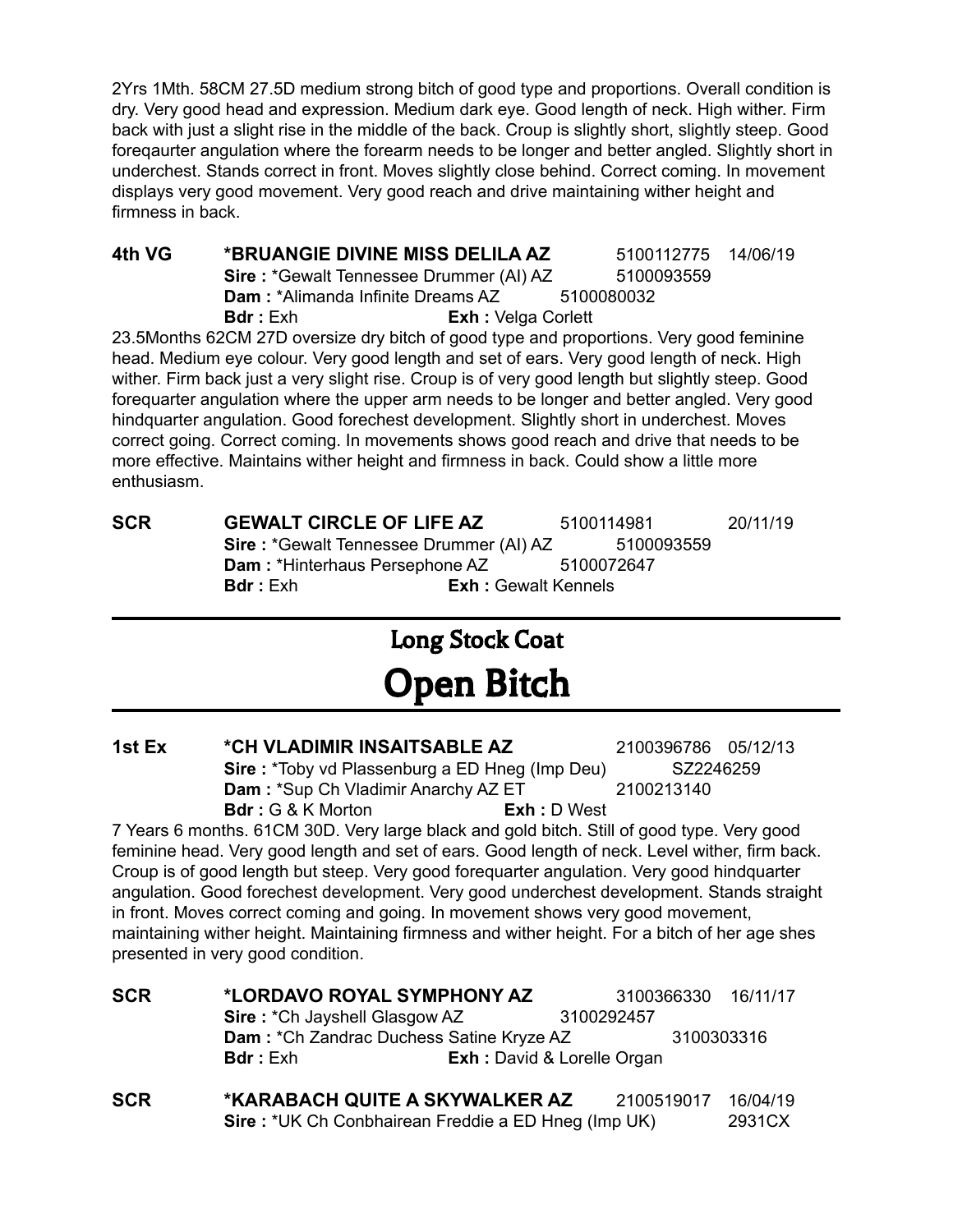2Yrs 1Mth. 58CM 27.5D medium strong bitch of good type and proportions. Overall condition is dry. Very good head and expression. Medium dark eye. Good length of neck. High wither. Firm back with just a slight rise in the middle of the back. Croup is slightly short, slightly steep. Good foreqaurter angulation where the forearm needs to be longer and better angled. Slightly short in underchest. Stands correct in front. Moves slightly close behind. Correct coming. In movement displays very good movement. Very good reach and drive maintaining wither height and firmness in back.

**4th VG** **\*BRUANGIE DIVINE MISS DELILA AZ** 5100112775 14/06/19
**Sire :** \*Gewalt Tennessee Drummer (AI) AZ 5100093559
**Dam :** \*Alimanda Infinite Dreams AZ 5100080032
**Bdr :** Exh **Exh :** Velga Corlett

23.5Months 62CM 27D oversize dry bitch of good type and proportions. Very good feminine head. Medium eye colour. Very good length and set of ears. Very good length of neck. High wither. Firm back just a very slight rise. Croup is of very good length but slightly steep. Good forequarter angulation where the upper arm needs to be longer and better angled. Very good hindquarter angulation. Good forechest development. Slightly short in underchest. Moves correct going. Correct coming. In movements shows good reach and drive that needs to be more effective. Maintains wither height and firmness in back. Could show a little more enthusiasm.

**SCR** **GEWALT CIRCLE OF LIFE AZ** 5100114981 20/11/19
**Sire :** \*Gewalt Tennessee Drummer (AI) AZ 5100093559
**Dam :** \*Hinterhaus Persephone AZ 5100072647
**Bdr :** Exh **Exh :** Gewalt Kennels

## Long Stock Coat

# Open Bitch

**1st Ex** **\*CH VLADIMIR INSAITSABLE AZ** 2100396786 05/12/13
**Sire :** \*Toby vd Plassenburg a ED Hneg (Imp Deu) SZ2246259
**Dam :** \*Sup Ch Vladimir Anarchy AZ ET 2100213140
**Bdr :** G & K Morton **Exh :** D West

7 Years 6 months. 61CM 30D. Very large black and gold bitch. Still of good type. Very good feminine head. Very good length and set of ears. Good length of neck. Level wither, firm back. Croup is of good length but steep. Very good forequarter angulation. Very good hindquarter angulation. Good forechest development. Very good underchest development. Stands straight in front. Moves correct coming and going. In movement shows very good movement, maintaining wither height. Maintaining firmness and wither height. For a bitch of her age shes presented in very good condition.

**SCR** **\*LORDAVO ROYAL SYMPHONY AZ** 3100366330 16/11/17
**Sire :** \*Ch Jayshell Glasgow AZ 3100292457
**Dam :** \*Ch Zandrac Duchess Satine Kryze AZ 3100303316
**Bdr :** Exh **Exh :** David & Lorelle Organ

**SCR** **\*KARABACH QUITE A SKYWALKER AZ** 2100519017 16/04/19
**Sire :** \*UK Ch Conbhairean Freddie a ED Hneg (Imp UK) 2931CX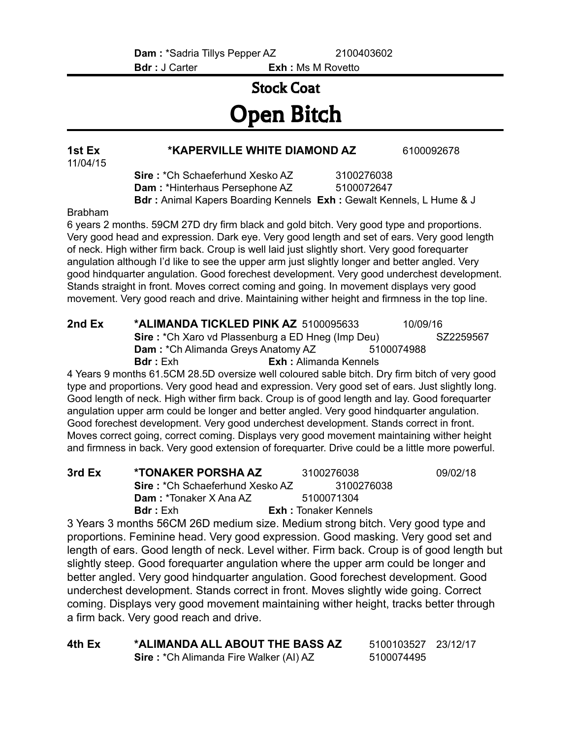**Dam :** *Sadria Tillys Pepper AZ 2100403602
**Bdr :** J Carter **Exh :** Ms M Rovetto

## Stock Coat

# Open Bitch

**1st Ex** **\*KAPERVILLE WHITE DIAMOND AZ** 6100092678
11/04/15
**Sire :** *Ch Schaeferhund Xesko AZ 3100276038
**Dam :** *Hinterhaus Persephone AZ 5100072647
**Bdr :** Animal Kapers Boarding Kennels **Exh :** Gewalt Kennels, L Hume & J Brabham

6 years 2 months. 59CM 27D dry firm black and gold bitch. Very good type and proportions. Very good head and expression. Dark eye. Very good length and set of ears. Very good length of neck. High wither firm back. Croup is well laid just slightly short. Very good forequarter angulation although I'd like to see the upper arm just slightly longer and better angled. Very good hindquarter angulation. Good forechest development. Very good underchest development. Stands straight in front. Moves correct coming and going. In movement displays very good movement. Very good reach and drive. Maintaining wither height and firmness in the top line.

**2nd Ex** **\*ALIMANDA TICKLED PINK AZ** 5100095633 10/09/16
**Sire :** *Ch Xaro vd Plassenburg a ED Hneg (Imp Deu) SZ2259567
**Dam :** *Ch Alimanda Greys Anatomy AZ 5100074988
**Bdr :** Exh **Exh :** Alimanda Kennels

4 Years 9 months 61.5CM 28.5D oversize well coloured sable bitch. Dry firm bitch of very good type and proportions. Very good head and expression. Very good set of ears. Just slightly long. Good length of neck. High wither firm back. Croup is of good length and lay. Good forequarter angulation upper arm could be longer and better angled. Very good hindquarter angulation. Good forechest development. Very good underchest development. Stands correct in front. Moves correct going, correct coming. Displays very good movement maintaining wither height and firmness in back. Very good extension of forequarter. Drive could be a little more powerful.

**3rd Ex** **\*TONAKER PORSHA AZ** 3100276038 09/02/18
**Sire :** *Ch Schaeferhund Xesko AZ 3100276038
**Dam :** *Tonaker X Ana AZ 5100071304
**Bdr :** Exh **Exh :** Tonaker Kennels

3 Years 3 months 56CM 26D medium size. Medium strong bitch. Very good type and proportions. Feminine head. Very good expression. Good masking. Very good set and length of ears. Good length of neck. Level wither. Firm back. Croup is of good length but slightly steep. Good forequarter angulation where the upper arm could be longer and better angled. Very good hindquarter angulation. Good forechest development. Good underchest development. Stands correct in front. Moves slightly wide going. Correct coming. Displays very good movement maintaining wither height, tracks better through a firm back. Very good reach and drive.

**4th Ex** **\*ALIMANDA ALL ABOUT THE BASS AZ** 5100103527 23/12/17
**Sire :** *Ch Alimanda Fire Walker (AI) AZ 5100074495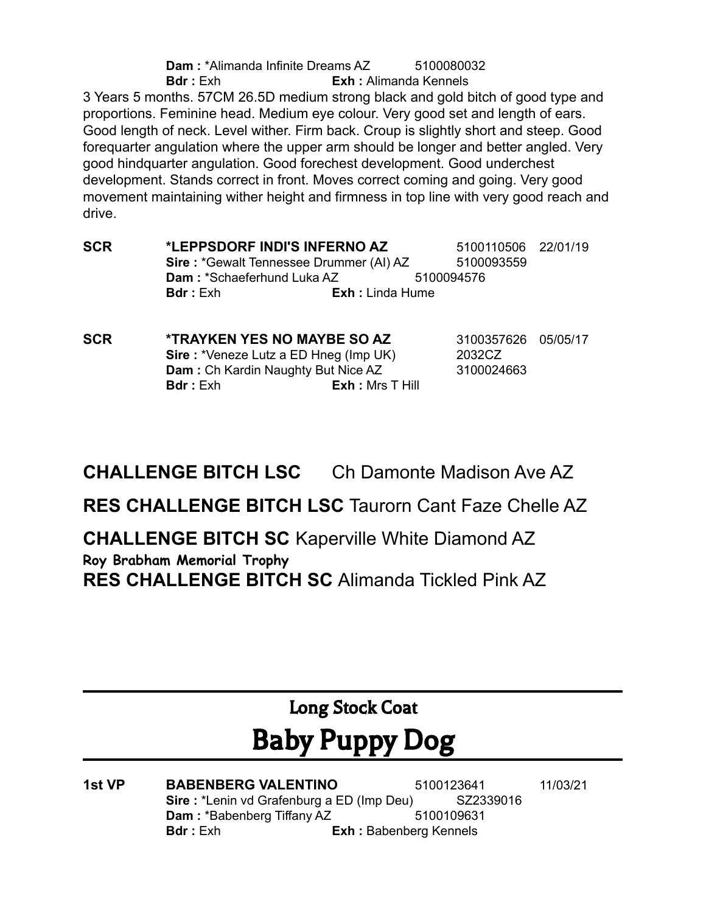**Dam :** *Alimanda Infinite Dreams AZ 5100080032
**Bdr :** Exh **Exh :** Alimanda Kennels

3 Years 5 months. 57CM 26.5D medium strong black and gold bitch of good type and proportions. Feminine head. Medium eye colour. Very good set and length of ears. Good length of neck. Level wither. Firm back. Croup is slightly short and steep. Good forequarter angulation where the upper arm should be longer and better angled. Very good hindquarter angulation. Good forechest development. Good underchest development. Stands correct in front. Moves correct coming and going. Very good movement maintaining wither height and firmness in top line with very good reach and drive.

**SCR** **\*LEPPSDORF INDI'S INFERNO AZ** 5100110506 22/01/19
**Sire :** *Gewalt Tennessee Drummer (AI) AZ 5100093559
**Dam :** *Schaeferhund Luka AZ 5100094576
**Bdr :** Exh **Exh :** Linda Hume

**SCR** **\*TRAYKEN YES NO MAYBE SO AZ** 3100357626 05/05/17
**Sire :** *Veneze Lutz a ED Hneg (Imp UK) 2032CZ
**Dam :** Ch Kardin Naughty But Nice AZ 3100024663
**Bdr :** Exh **Exh :** Mrs T Hill

**CHALLENGE BITCH LSC** Ch Damonte Madison Ave AZ

**RES CHALLENGE BITCH LSC** Taurorn Cant Faze Chelle AZ

**CHALLENGE BITCH SC** Kaperville White Diamond AZ

**Roy Brabham Memorial Trophy**

**RES CHALLENGE BITCH SC** Alimanda Tickled Pink AZ

## Long Stock Coat

# Baby Puppy Dog

**1st VP** **BABENBERG VALENTINO** 5100123641 11/03/21
**Sire :** *Lenin vd Grafenburg a ED (Imp Deu) SZ2339016
**Dam :** *Babenberg Tiffany AZ 5100109631
**Bdr :** Exh **Exh :** Babenberg Kennels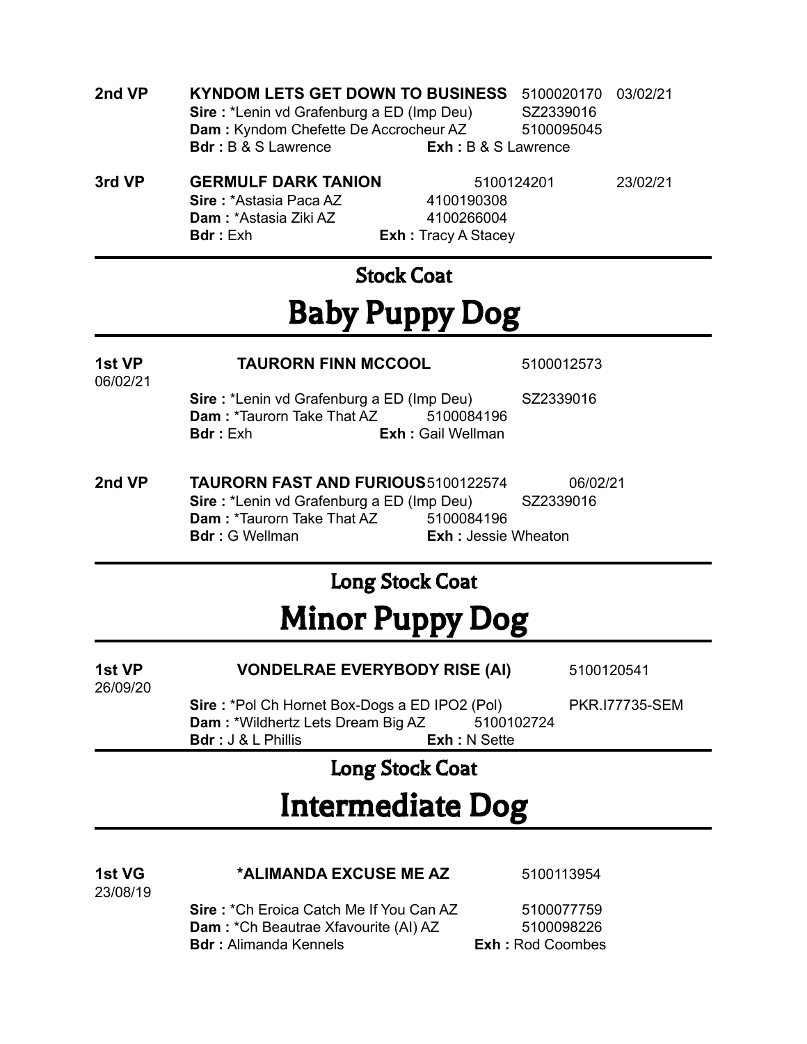**2nd VP** **KYNDOM LETS GET DOWN TO BUSINESS** 5100020170 03/02/21
**Sire :** *Lenin vd Grafenburg a ED (Imp Deu) SZ2339016
**Dam :** Kyndom Chefette De Accrocheur AZ 5100095045
**Bdr :** B & S Lawrence **Exh :** B & S Lawrence

**3rd VP** **GERMULF DARK TANION** 5100124201 23/02/21
**Sire :** *Astasia Paca AZ 4100190308
**Dam :** *Astasia Ziki AZ 4100266004
**Bdr :** Exh **Exh :** Tracy A Stacey

## Stock Coat

# Baby Puppy Dog

**1st VP** **TAURORN FINN MCCOOL** 5100012573
06/02/21
**Sire :** *Lenin vd Grafenburg a ED (Imp Deu) SZ2339016
**Dam :** *Taurorn Take That AZ 5100084196
**Bdr :** Exh **Exh :** Gail Wellman

**2nd VP** **TAURORN FAST AND FURIOUS** 5100122574 06/02/21
**Sire :** *Lenin vd Grafenburg a ED (Imp Deu) SZ2339016
**Dam :** *Taurorn Take That AZ 5100084196
**Bdr :** G Wellman **Exh :** Jessie Wheaton

## Long Stock Coat

# Minor Puppy Dog

**1st VP** **VONDELRAE EVERYBODY RISE (AI)** 5100120541
26/09/20
**Sire :** *Pol Ch Hornet Box-Dogs a ED IPO2 (Pol) PKR.I77735-SEM
**Dam :** *Wildhertz Lets Dream Big AZ 5100102724
**Bdr :** J & L Phillis **Exh :** N Sette

## Long Stock Coat

# Intermediate Dog

**1st VG** ***ALIMANDA EXCUSE ME AZ** 5100113954
23/08/19
**Sire :** *Ch Eroica Catch Me If You Can AZ 5100077759
**Dam :** *Ch Beautrae Xfavourite (AI) AZ 5100098226
**Bdr :** Alimanda Kennels **Exh :** Rod Coombes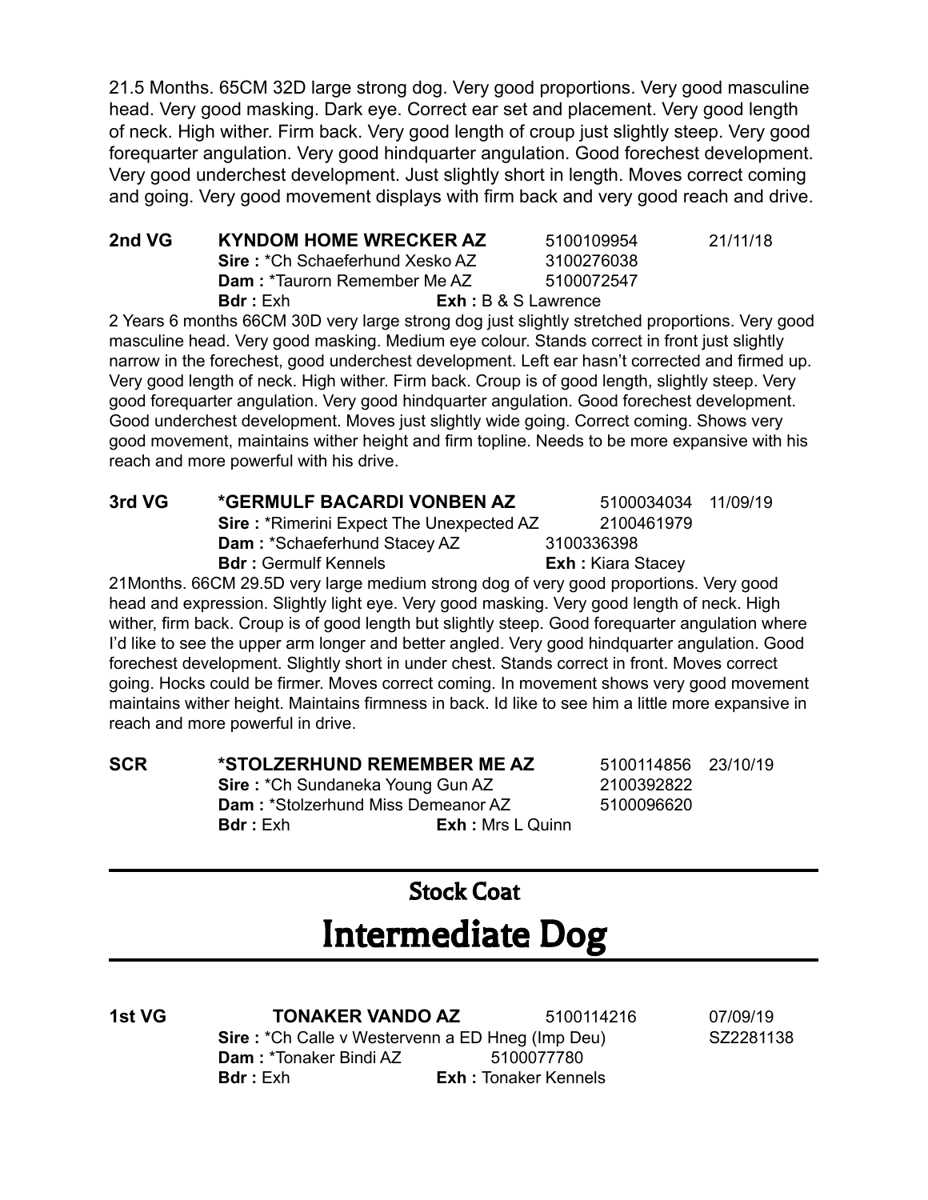21.5 Months. 65CM 32D large strong dog. Very good proportions. Very good masculine head. Very good masking. Dark eye. Correct ear set and placement. Very good length of neck. High wither. Firm back. Very good length of croup just slightly steep. Very good forequarter angulation. Very good hindquarter angulation. Good forechest development. Very good underchest development. Just slightly short in length. Moves correct coming and going. Very good movement displays with firm back and very good reach and drive.

**2nd VG** **KYNDOM HOME WRECKER AZ** 5100109954 21/11/18
**Sire :** *Ch Schaeferhund Xesko AZ 3100276038
**Dam :** *Taurorn Remember Me AZ 5100072547
**Bdr :** Exh **Exh :** B & S Lawrence

2 Years 6 months 66CM 30D very large strong dog just slightly stretched proportions. Very good masculine head. Very good masking. Medium eye colour. Stands correct in front just slightly narrow in the forechest, good underchest development. Left ear hasn't corrected and firmed up. Very good length of neck. High wither. Firm back. Croup is of good length, slightly steep. Very good forequarter angulation. Very good hindquarter angulation. Good forechest development. Good underchest development. Moves just slightly wide going. Correct coming. Shows very good movement, maintains wither height and firm topline. Needs to be more expansive with his reach and more powerful with his drive.

**3rd VG** ***GERMULF BACARDI VONBEN AZ** 5100034034 11/09/19
**Sire :** *Rimerini Expect The Unexpected AZ 2100461979
**Dam :** *Schaeferhund Stacey AZ 3100336398
**Bdr :** Germulf Kennels **Exh :** Kiara Stacey

21Months. 66CM 29.5D very large medium strong dog of very good proportions. Very good head and expression. Slightly light eye. Very good masking. Very good length of neck. High wither, firm back. Croup is of good length but slightly steep. Good forequarter angulation where I'd like to see the upper arm longer and better angled. Very good hindquarter angulation. Good forechest development. Slightly short in under chest. Stands correct in front. Moves correct going. Hocks could be firmer. Moves correct coming. In movement shows very good movement maintains wither height. Maintains firmness in back. Id like to see him a little more expansive in reach and more powerful in drive.

**SCR** ***STOLZERHUND REMEMBER ME AZ** 5100114856 23/10/19
**Sire :** *Ch Sundaneka Young Gun AZ 2100392822
**Dam :** *Stolzerhund Miss Demeanor AZ 5100096620
**Bdr :** Exh **Exh :** Mrs L Quinn

---

## Stock Coat

# Intermediate Dog

---

**1st VG** **TONAKER VANDO AZ** 5100114216 07/09/19
**Sire :** *Ch Calle v Westervenn a ED Hneg (Imp Deu) SZ2281138
**Dam :** *Tonaker Bindi AZ 5100077780
**Bdr :** Exh **Exh :** Tonaker Kennels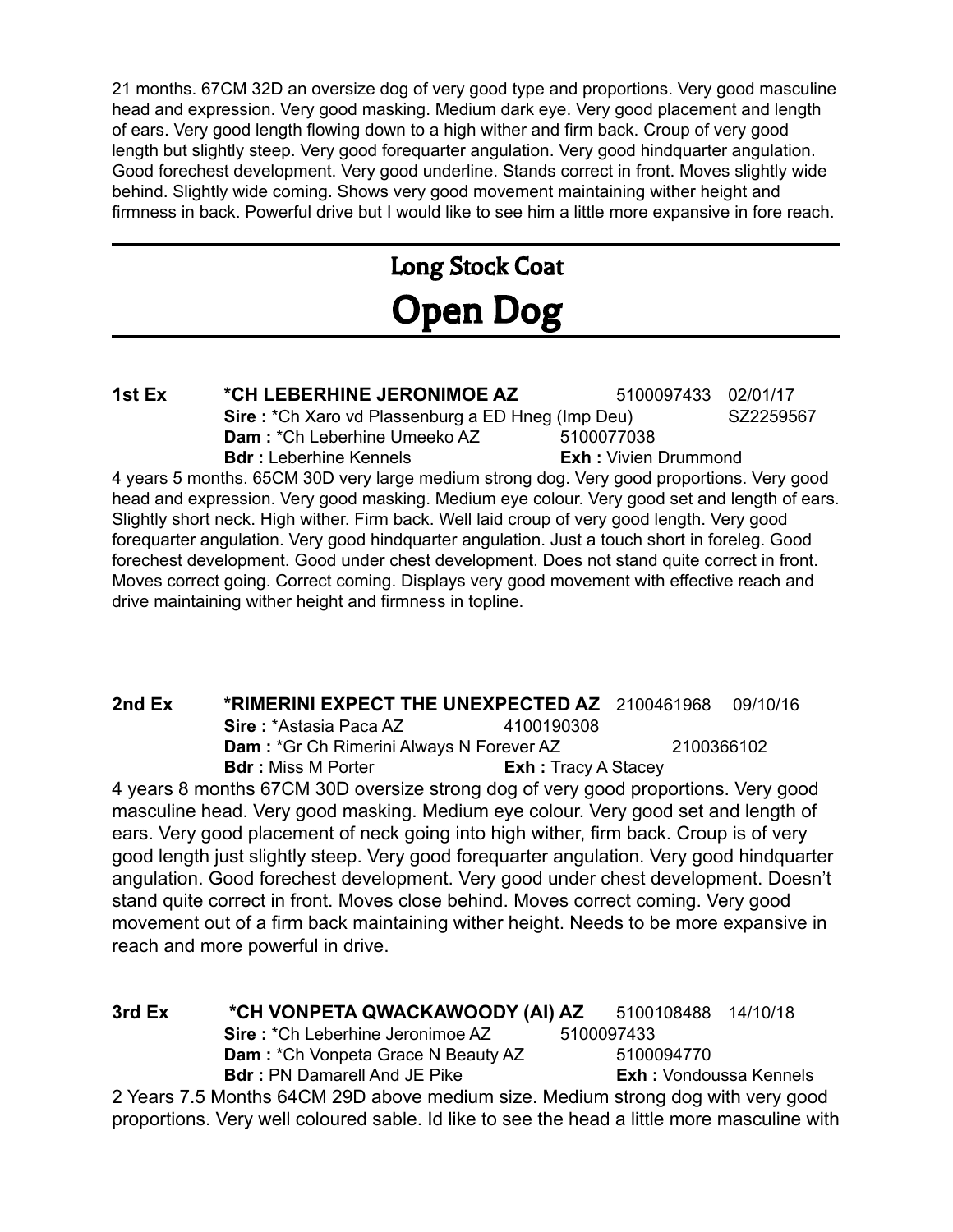21 months. 67CM 32D an oversize dog of very good type and proportions. Very good masculine head and expression. Very good masking. Medium dark eye. Very good placement and length of ears. Very good length flowing down to a high wither and firm back. Croup of very good length but slightly steep. Very good forequarter angulation. Very good hindquarter angulation. Good forechest development. Very good underline. Stands correct in front. Moves slightly wide behind. Slightly wide coming. Shows very good movement maintaining wither height and firmness in back. Powerful drive but I would like to see him a little more expansive in fore reach.

## Long Stock Coat

# Open Dog

**1st Ex** **\*CH LEBERHINE JERONIMOE AZ** 5100097433 02/01/17
**Sire :** \*Ch Xaro vd Plassenburg a ED Hneg (Imp Deu) SZ2259567
**Dam :** \*Ch Leberhine Umeeko AZ 5100077038
**Bdr :** Leberhine Kennels **Exh :** Vivien Drummond

4 years 5 months. 65CM 30D very large medium strong dog. Very good proportions. Very good head and expression. Very good masking. Medium eye colour. Very good set and length of ears. Slightly short neck. High wither. Firm back. Well laid croup of very good length. Very good forequarter angulation. Very good hindquarter angulation. Just a touch short in foreleg. Good forechest development. Good under chest development. Does not stand quite correct in front. Moves correct going. Correct coming. Displays very good movement with effective reach and drive maintaining wither height and firmness in topline.

**2nd Ex** **\*RIMERINI EXPECT THE UNEXPECTED AZ** 2100461968 09/10/16
**Sire :** \*Astasia Paca AZ 4100190308
**Dam :** \*Gr Ch Rimerini Always N Forever AZ 2100366102
**Bdr :** Miss M Porter **Exh :** Tracy A Stacey

4 years 8 months 67CM 30D oversize strong dog of very good proportions. Very good masculine head. Very good masking. Medium eye colour. Very good set and length of ears. Very good placement of neck going into high wither, firm back. Croup is of very good length just slightly steep. Very good forequarter angulation. Very good hindquarter angulation. Good forechest development. Very good under chest development. Doesn't stand quite correct in front. Moves close behind. Moves correct coming. Very good movement out of a firm back maintaining wither height. Needs to be more expansive in reach and more powerful in drive.

**3rd Ex** **\*CH VONPETA QWACKAWOODY (AI) AZ** 5100108488 14/10/18
**Sire :** \*Ch Leberhine Jeronimoe AZ 5100097433
**Dam :** \*Ch Vonpeta Grace N Beauty AZ 5100094770
**Bdr :** PN Damarell And JE Pike **Exh :** Vondoussa Kennels

2 Years 7.5 Months 64CM 29D above medium size. Medium strong dog with very good proportions. Very well coloured sable. Id like to see the head a little more masculine with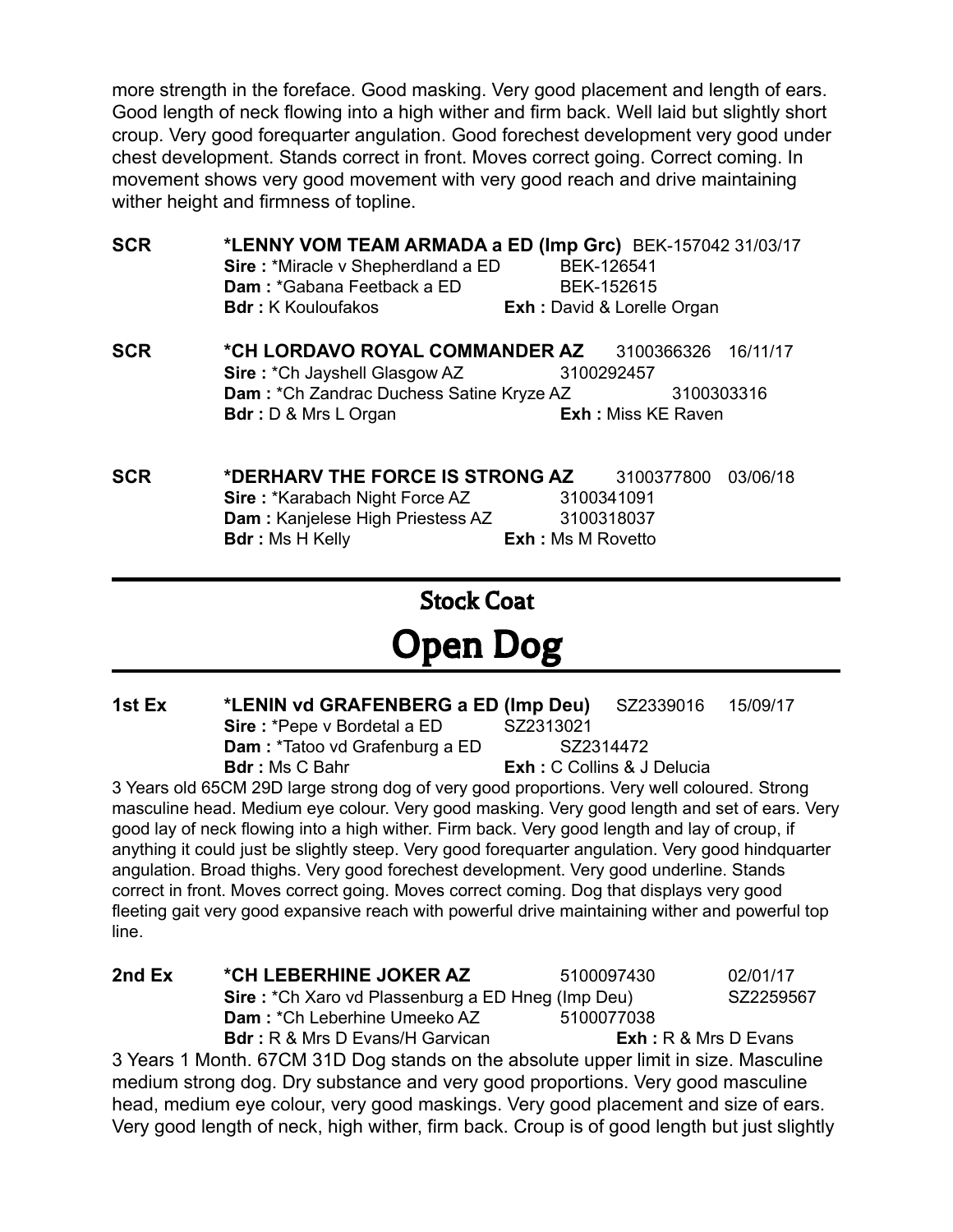more strength in the foreface. Good masking. Very good placement and length of ears. Good length of neck flowing into a high wither and firm back. Well laid but slightly short croup. Very good forequarter angulation. Good forechest development very good under chest development. Stands correct in front. Moves correct going. Correct coming. In movement shows very good movement with very good reach and drive maintaining wither height and firmness of topline.

**SCR** **\*LENNY VOM TEAM ARMADA a ED (Imp Grc)** BEK-157042 31/03/17
**Sire :** \*Miracle v Shepherdland a ED BEK-126541
**Dam :** \*Gabana Feetback a ED BEK-152615
**Bdr :** K Kouloufakos **Exh :** David & Lorelle Organ

**SCR** **\*CH LORDAVO ROYAL COMMANDER AZ** 3100366326 16/11/17
**Sire :** \*Ch Jayshell Glasgow AZ 3100292457
**Dam :** \*Ch Zandrac Duchess Satine Kryze AZ 3100303316
**Bdr :** D & Mrs L Organ **Exh :** Miss KE Raven

**SCR** **\*DERHARV THE FORCE IS STRONG AZ** 3100377800 03/06/18
**Sire :** \*Karabach Night Force AZ 3100341091
**Dam :** Kanjelese High Priestess AZ 3100318037
**Bdr :** Ms H Kelly **Exh :** Ms M Rovetto

## Stock Coat

# Open Dog

**1st Ex** **\*LENIN vd GRAFENBERG a ED (Imp Deu)** SZ2339016 15/09/17
**Sire :** \*Pepe v Bordetal a ED SZ2313021
**Dam :** \*Tatoo vd Grafenburg a ED SZ2314472
**Bdr :** Ms C Bahr **Exh :** C Collins & J Delucia

3 Years old 65CM 29D large strong dog of very good proportions. Very well coloured. Strong masculine head. Medium eye colour. Very good masking. Very good length and set of ears. Very good lay of neck flowing into a high wither. Firm back. Very good length and lay of croup, if anything it could just be slightly steep. Very good forequarter angulation. Very good hindquarter angulation. Broad thighs. Very good forechest development. Very good underline. Stands correct in front. Moves correct going. Moves correct coming. Dog that displays very good fleeting gait very good expansive reach with powerful drive maintaining wither and powerful top line.

**2nd Ex** **\*CH LEBERHINE JOKER AZ** 5100097430 02/01/17
**Sire :** \*Ch Xaro vd Plassenburg a ED Hneg (Imp Deu) SZ2259567
**Dam :** \*Ch Leberhine Umeeko AZ 5100077038
**Bdr :** R & Mrs D Evans/H Garvican **Exh :** R & Mrs D Evans

3 Years 1 Month. 67CM 31D Dog stands on the absolute upper limit in size. Masculine medium strong dog. Dry substance and very good proportions. Very good masculine head, medium eye colour, very good maskings. Very good placement and size of ears. Very good length of neck, high wither, firm back. Croup is of good length but just slightly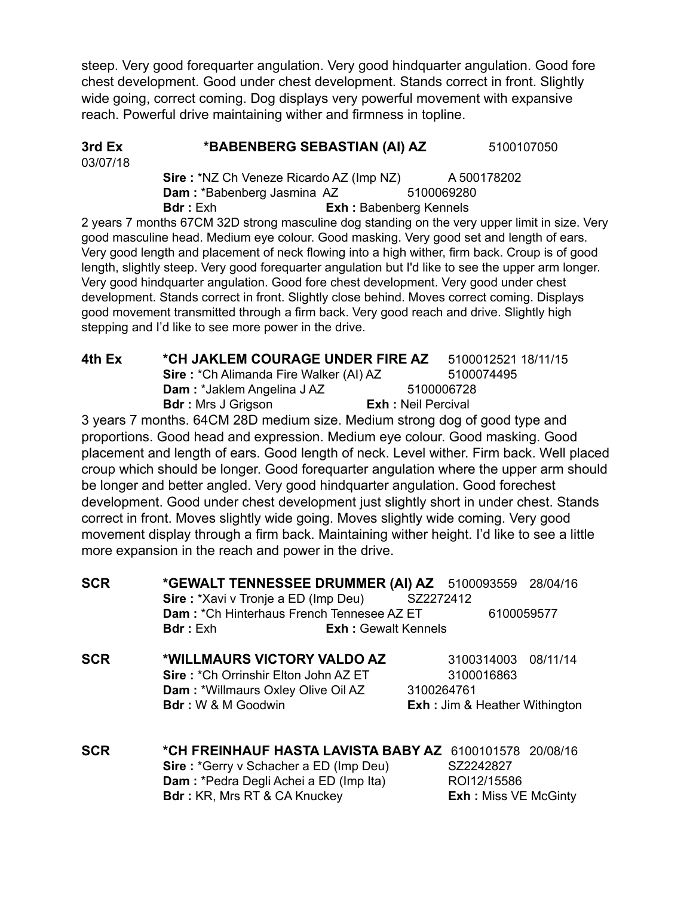steep. Very good forequarter angulation. Very good hindquarter angulation. Good fore chest development. Good under chest development. Stands correct in front. Slightly wide going, correct coming. Dog displays very powerful movement with expansive reach. Powerful drive maintaining wither and firmness in topline.

**3rd Ex** **\*BABENBERG SEBASTIAN (AI) AZ** 5100107050
03/07/18

**Sire :** \*NZ Ch Veneze Ricardo AZ (Imp NZ) A 500178202
**Dam :** \*Babenberg Jasmina AZ 5100069280
**Bdr :** Exh **Exh :** Babenberg Kennels

2 years 7 months 67CM 32D strong masculine dog standing on the very upper limit in size. Very good masculine head. Medium eye colour. Good masking. Very good set and length of ears. Very good length and placement of neck flowing into a high wither, firm back. Croup is of good length, slightly steep. Very good forequarter angulation but I'd like to see the upper arm longer. Very good hindquarter angulation. Good fore chest development. Very good under chest development. Stands correct in front. Slightly close behind. Moves correct coming. Displays good movement transmitted through a firm back. Very good reach and drive. Slightly high stepping and I'd like to see more power in the drive.

**4th Ex** **\*CH JAKLEM COURAGE UNDER FIRE AZ** 5100012521 18/11/15

**Sire :** \*Ch Alimanda Fire Walker (AI) AZ 5100074495
**Dam :** \*Jaklem Angelina J AZ 5100006728
**Bdr :** Mrs J Grigson **Exh :** Neil Percival

3 years 7 months. 64CM 28D medium size. Medium strong dog of good type and proportions. Good head and expression. Medium eye colour. Good masking. Good placement and length of ears. Good length of neck. Level wither. Firm back. Well placed croup which should be longer. Good forequarter angulation where the upper arm should be longer and better angled. Very good hindquarter angulation. Good forechest development. Good under chest development just slightly short in under chest. Stands correct in front. Moves slightly wide going. Moves slightly wide coming. Very good movement display through a firm back. Maintaining wither height. I'd like to see a little more expansion in the reach and power in the drive.

**SCR** **\*GEWALT TENNESSEE DRUMMER (AI) AZ** 5100093559 28/04/16

**Sire :** \*Xavi v Tronje a ED (Imp Deu) SZ2272412
**Dam :** \*Ch Hinterhaus French Tennesee AZ ET 6100059577
**Bdr :** Exh **Exh :** Gewalt Kennels

**SCR** **\*WILLMAURS VICTORY VALDO AZ** 3100314003 08/11/14

**Sire :** \*Ch Orrinshir Elton John AZ ET 3100016863
**Dam :** \*Willmaurs Oxley Olive Oil AZ 3100264761
**Bdr :** W & M Goodwin **Exh :** Jim & Heather Withington

**SCR** **\*CH FREINHAUF HASTA LAVISTA BABY AZ** 6100101578 20/08/16

**Sire :** \*Gerry v Schacher a ED (Imp Deu) SZ2242827
**Dam :** \*Pedra Degli Achei a ED (Imp Ita) ROI12/15586
**Bdr :** KR, Mrs RT & CA Knuckey **Exh :** Miss VE McGinty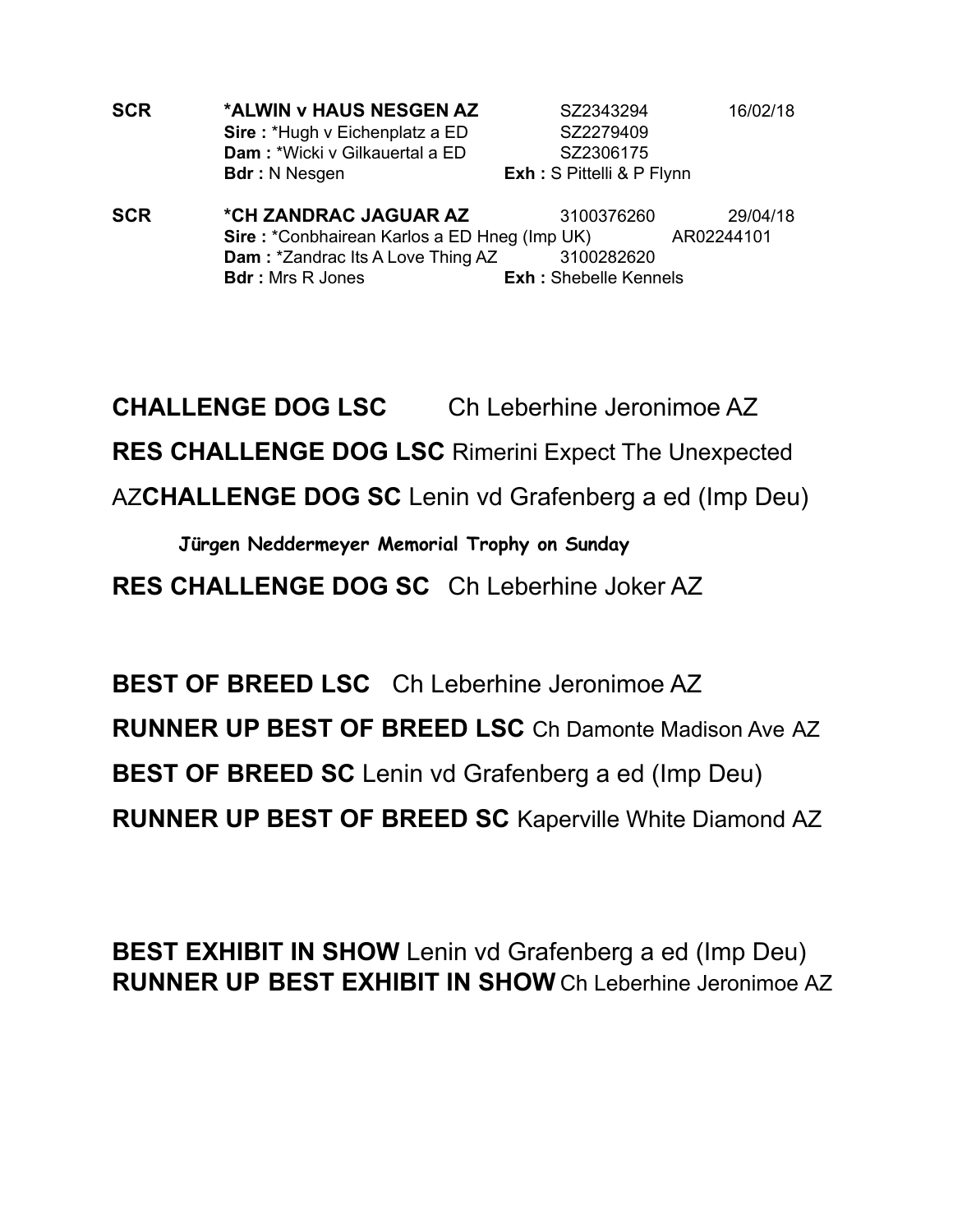**SCR** **\*ALWIN v HAUS NESGEN AZ** SZ2343294 16/02/18
**Sire :** \*Hugh v Eichenplatz a ED SZ2279409
**Dam :** \*Wicki v Gilkauertal a ED SZ2306175
**Bdr :** N Nesgen **Exh :** S Pittelli & P Flynn

**SCR** **\*CH ZANDRAC JAGUAR AZ** 3100376260 29/04/18
**Sire :** \*Conbhairean Karlos a ED Hneg (Imp UK) AR02244101
**Dam :** \*Zandrac Its A Love Thing AZ 3100282620
**Bdr :** Mrs R Jones **Exh :** Shebelle Kennels

**CHALLENGE DOG LSC** Ch Leberhine Jeronimoe AZ

**RES CHALLENGE DOG LSC** Rimerini Expect The Unexpected AZ

**CHALLENGE DOG SC** Lenin vd Grafenberg a ed (Imp Deu)

**Jürgen Neddermeyer Memorial Trophy on Sunday**

**RES CHALLENGE DOG SC** Ch Leberhine Joker AZ

**BEST OF BREED LSC** Ch Leberhine Jeronimoe AZ

**RUNNER UP BEST OF BREED LSC** Ch Damonte Madison Ave AZ

**BEST OF BREED SC** Lenin vd Grafenberg a ed (Imp Deu)

**RUNNER UP BEST OF BREED SC** Kaperville White Diamond AZ

**BEST EXHIBIT IN SHOW** Lenin vd Grafenberg a ed (Imp Deu)

**RUNNER UP BEST EXHIBIT IN SHOW** Ch Leberhine Jeronimoe AZ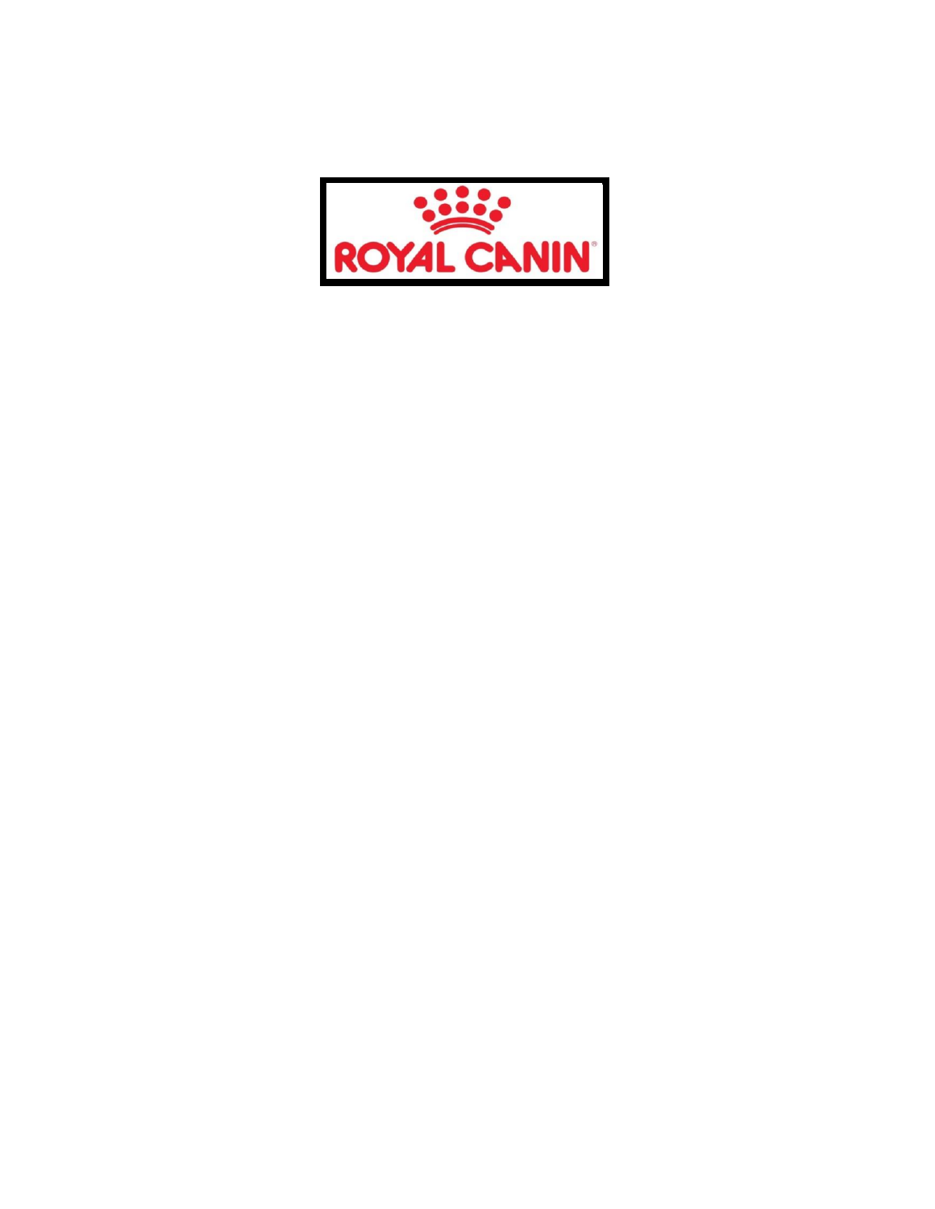ROYAL CANIN®